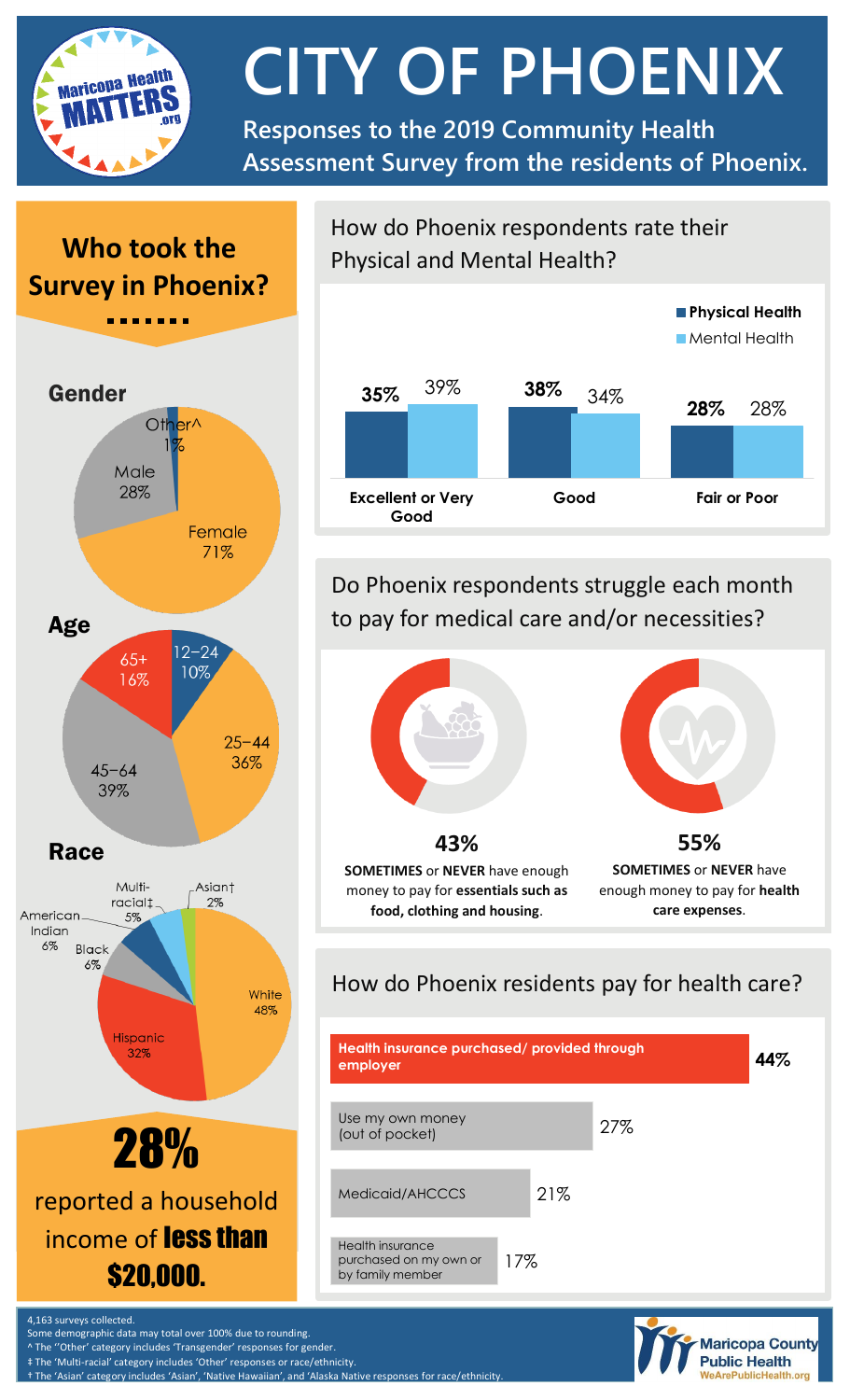# CITY OF PHOENIX

**Responses to the 2019 Community Health Assessment Survey from the residents of Phoenix.**

## Who took the Survey in Phoenix?

### Gender

| Gender | Percent |
|---|---|
| Female | 71% |
| Male | 28% |
| Other^ | 1% |

### Age

| Age | Percent |
|---|---|
| 12–24 | 10% |
| 25–44 | 36% |
| 45–64 | 39% |
| 65+ | 16% |

### Race

| Race | Percent |
|---|---|
| White | 48% |
| Hispanic | 32% |
| Black | 6% |
| American Indian | 6% |
| Multi-racial‡ | 5% |
| Asian† | 2% |

# 28%

reported a household income of **less than $20,000.**

## How do Phoenix respondents rate their Physical and Mental Health?

| | Physical Health | Mental Health |
|---|---|---|
| Excellent or Very Good | 35% | 39% |
| Good | 38% | 34% |
| Fair or Poor | 28% | 28% |

## Do Phoenix respondents struggle each month to pay for medical care and/or necessities?

**43%**

**SOMETIMES** or **NEVER** have enough money to pay for **essentials such as food, clothing and housing**.

**55%**

**SOMETIMES** or **NEVER** have enough money to pay for **health care expenses**.

## How do Phoenix residents pay for health care?

| Payment method | Percent |
|---|---|
| Health insurance purchased/ provided through employer | 44% |
| Use my own money (out of pocket) | 27% |
| Medicaid/AHCCCS | 21% |
| Health insurance purchased on my own or by family member | 17% |

4,163 surveys collected.
Some demographic data may total over 100% due to rounding.
^ The ''Other' category includes 'Transgender' responses for gender.
‡ The 'Multi-racial' category includes 'Other' responses or race/ethnicity.
† The 'Asian' category includes 'Asian', 'Native Hawaiian', and 'Alaska Native responses for race/ethnicity.

Maricopa County Public Health
WeArePublicHealth.org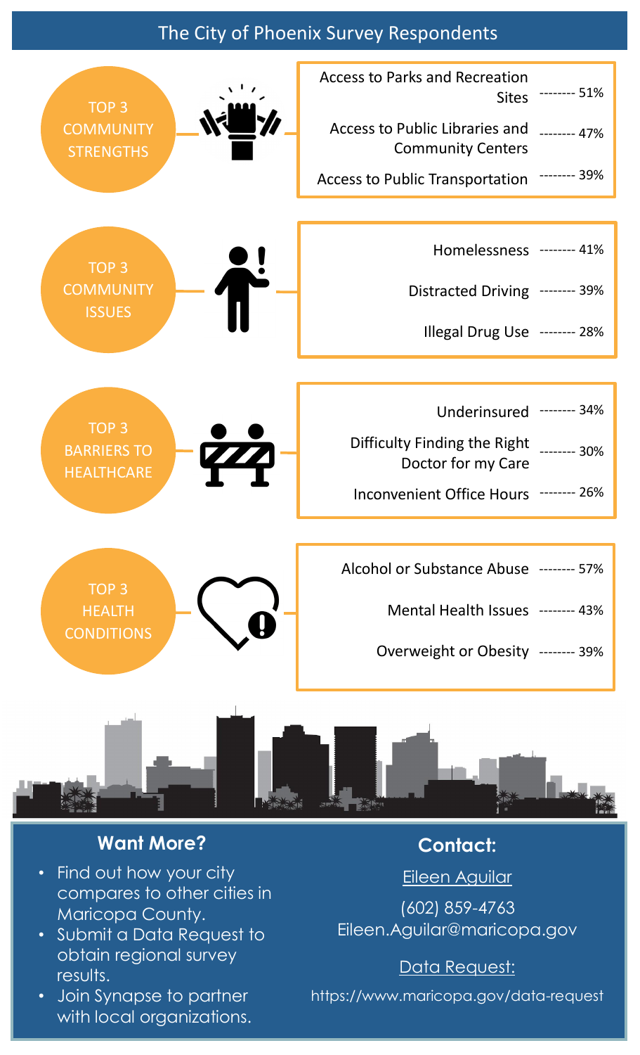# The City of Phoenix Survey Respondents

## TOP 3 COMMUNITY STRENGTHS

- Access to Parks and Recreation Sites -------- 51%
- Access to Public Libraries and Community Centers -------- 47%
- Access to Public Transportation -------- 39%

## TOP 3 COMMUNITY ISSUES

- Homelessness -------- 41%
- Distracted Driving -------- 39%
- Illegal Drug Use -------- 28%

## TOP 3 BARRIERS TO HEALTHCARE

- Underinsured -------- 34%
- Difficulty Finding the Right Doctor for my Care -------- 30%
- Inconvenient Office Hours -------- 26%

## TOP 3 HEALTH CONDITIONS

- Alcohol or Substance Abuse -------- 57%
- Mental Health Issues -------- 43%
- Overweight or Obesity -------- 39%

## Want More?

- Find out how your city compares to other cities in Maricopa County.
- Submit a Data Request to obtain regional survey results.
- Join Synapse to partner with local organizations.

## Contact:

Eileen Aguilar

(602) 859-4763
Eileen.Aguilar@maricopa.gov

Data Request:

https://www.maricopa.gov/data-request